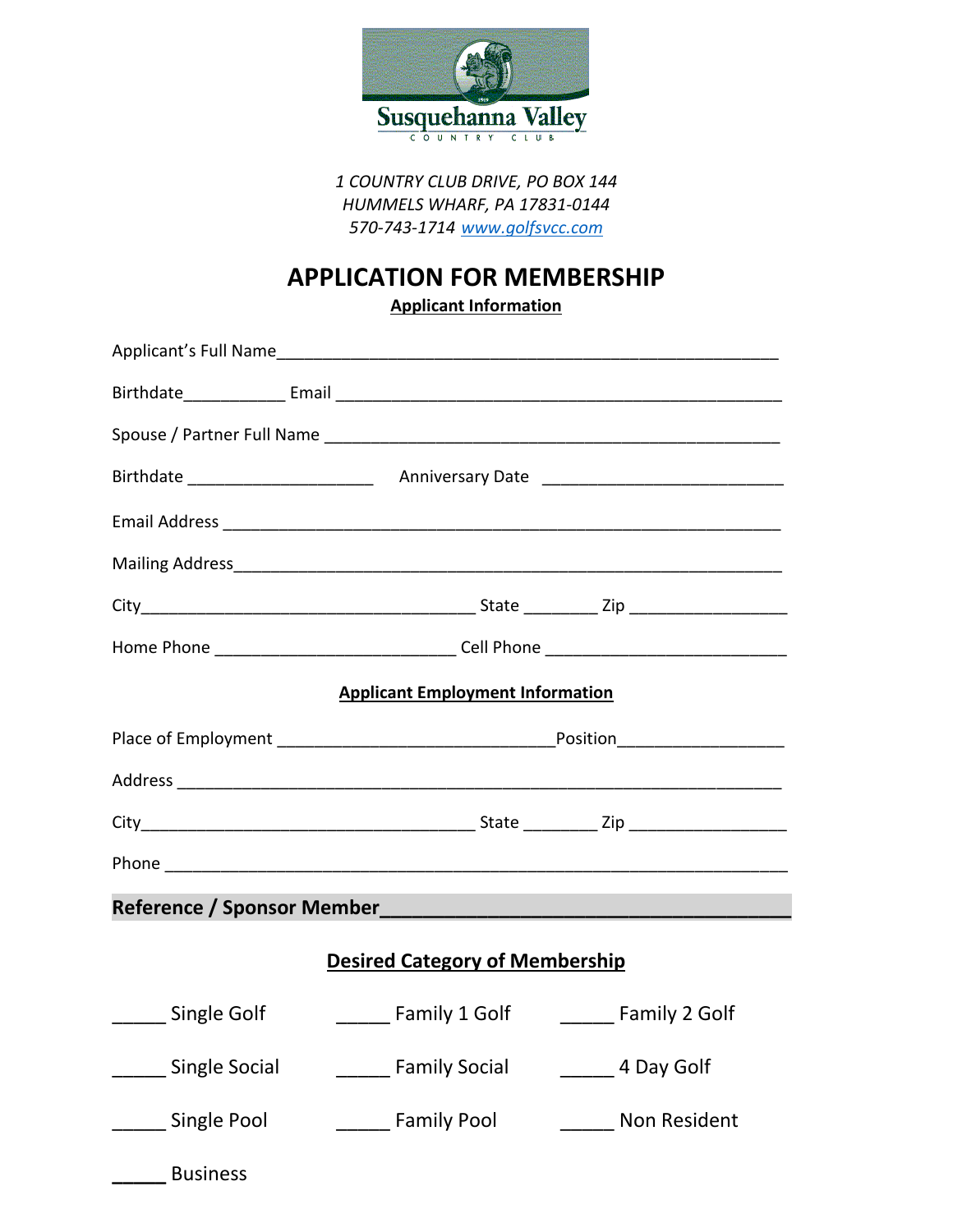Susquehanna Valley

COUNTRY CLUB

*1 COUNTRY CLUB DRIVE, PO BOX 144*
*HUMMELS WHARF, PA 17831-0144*
*570-743-1714 www.golfsvcc.com*

# APPLICATION FOR MEMBERSHIP

**Applicant Information**

Applicant's Full Name_______________________________________________________

Birthdate___________ Email _________________________________________________

Spouse / Partner Full Name __________________________________________________

Birthdate ____________________ Anniversary Date __________________________

Email Address ______________________________________________________________

Mailing Address_____________________________________________________________

City_____________________________________ State ________ Zip _________________

Home Phone __________________________ Cell Phone __________________________

**Applicant Employment Information**

Place of Employment ______________________________Position__________________

Address ____________________________________________________________________

City_____________________________________ State ________ Zip _________________

Phone ______________________________________________________________________

**Reference / Sponsor Member______________________________________**

**Desired Category of Membership**

_____ Single Golf     _____ Family 1 Golf     _____ Family 2 Golf

_____ Single Social     _____ Family Social     _____ 4 Day Golf

_____ Single Pool     _____ Family Pool     _____ Non Resident

_____ Business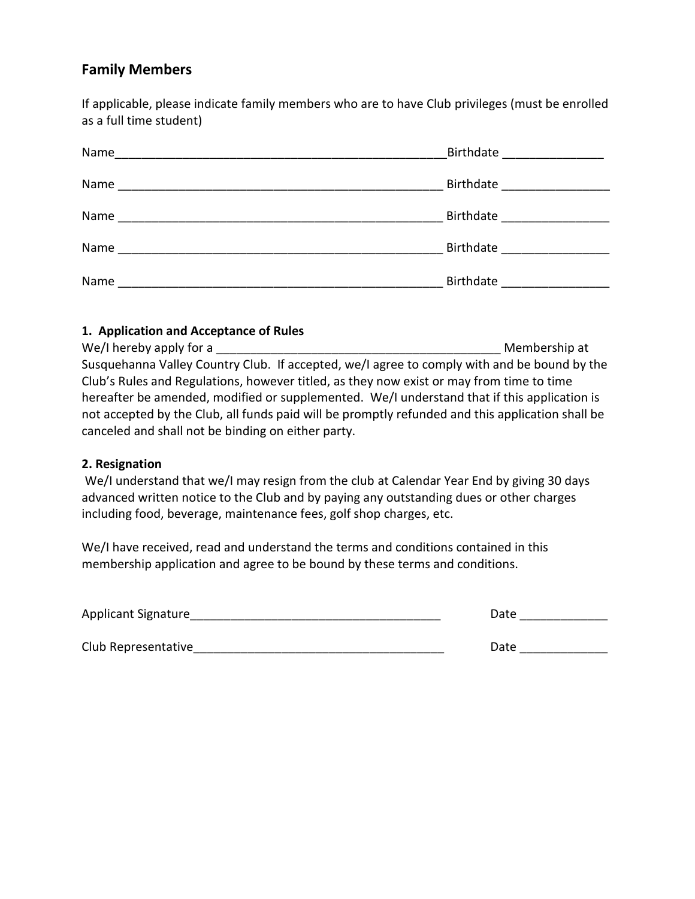## Family Members

If applicable, please indicate family members who are to have Club privileges (must be enrolled as a full time student)

Name__________________________________________________Birthdate _______________

Name _________________________________________________ Birthdate ________________

Name _________________________________________________ Birthdate ________________

Name _________________________________________________ Birthdate ________________

Name _________________________________________________ Birthdate ________________

### 1. Application and Acceptance of Rules

We/I hereby apply for a ____________________________________________ Membership at Susquehanna Valley Country Club. If accepted, we/I agree to comply with and be bound by the Club's Rules and Regulations, however titled, as they now exist or may from time to time hereafter be amended, modified or supplemented. We/I understand that if this application is not accepted by the Club, all funds paid will be promptly refunded and this application shall be canceled and shall not be binding on either party.

### 2. Resignation

We/I understand that we/I may resign from the club at Calendar Year End by giving 30 days advanced written notice to the Club and by paying any outstanding dues or other charges including food, beverage, maintenance fees, golf shop charges, etc.

We/I have received, read and understand the terms and conditions contained in this membership application and agree to be bound by these terms and conditions.

Applicant Signature_____________________________________ Date _____________

Club Representative_____________________________________ Date _____________